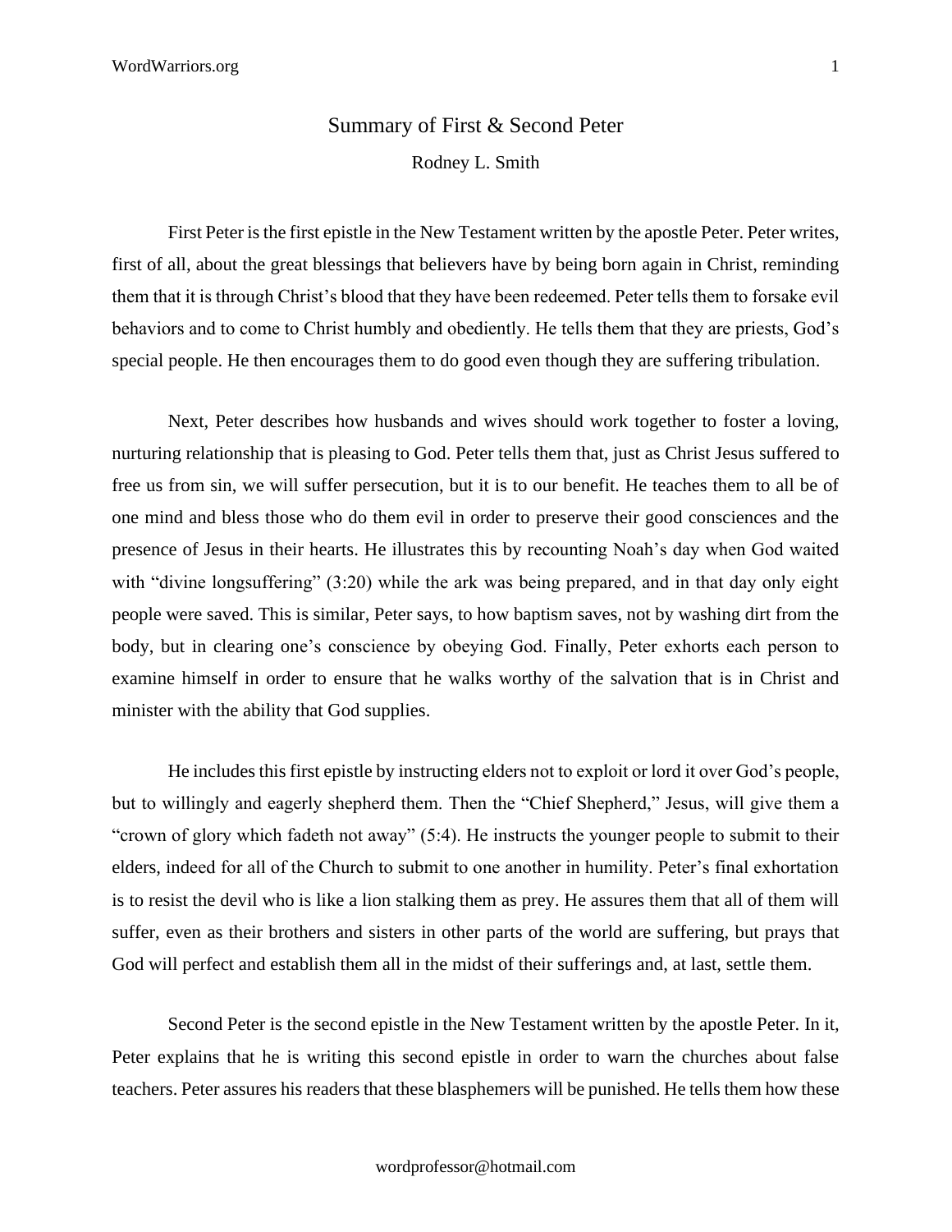# Summary of First & Second Peter

Rodney L. Smith

First Peter is the first epistle in the New Testament written by the apostle Peter. Peter writes, first of all, about the great blessings that believers have by being born again in Christ, reminding them that it is through Christ's blood that they have been redeemed. Peter tells them to forsake evil behaviors and to come to Christ humbly and obediently. He tells them that they are priests, God's special people. He then encourages them to do good even though they are suffering tribulation.

Next, Peter describes how husbands and wives should work together to foster a loving, nurturing relationship that is pleasing to God. Peter tells them that, just as Christ Jesus suffered to free us from sin, we will suffer persecution, but it is to our benefit. He teaches them to all be of one mind and bless those who do them evil in order to preserve their good consciences and the presence of Jesus in their hearts. He illustrates this by recounting Noah's day when God waited with "divine longsuffering" (3:20) while the ark was being prepared, and in that day only eight people were saved. This is similar, Peter says, to how baptism saves, not by washing dirt from the body, but in clearing one's conscience by obeying God. Finally, Peter exhorts each person to examine himself in order to ensure that he walks worthy of the salvation that is in Christ and minister with the ability that God supplies.

He includes this first epistle by instructing elders not to exploit or lord it over God's people, but to willingly and eagerly shepherd them. Then the "Chief Shepherd," Jesus, will give them a "crown of glory which fadeth not away" (5:4). He instructs the younger people to submit to their elders, indeed for all of the Church to submit to one another in humility. Peter's final exhortation is to resist the devil who is like a lion stalking them as prey. He assures them that all of them will suffer, even as their brothers and sisters in other parts of the world are suffering, but prays that God will perfect and establish them all in the midst of their sufferings and, at last, settle them.

Second Peter is the second epistle in the New Testament written by the apostle Peter. In it, Peter explains that he is writing this second epistle in order to warn the churches about false teachers. Peter assures his readers that these blasphemers will be punished. He tells them how these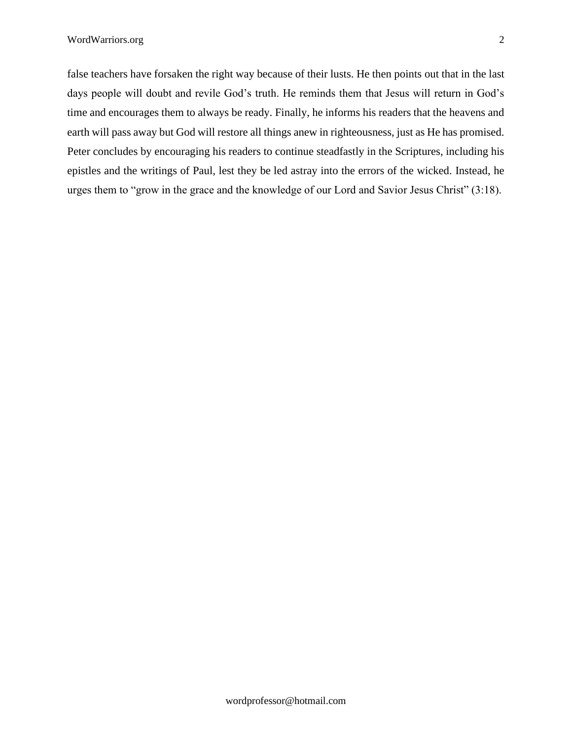false teachers have forsaken the right way because of their lusts. He then points out that in the last days people will doubt and revile God's truth. He reminds them that Jesus will return in God's time and encourages them to always be ready. Finally, he informs his readers that the heavens and earth will pass away but God will restore all things anew in righteousness, just as He has promised. Peter concludes by encouraging his readers to continue steadfastly in the Scriptures, including his epistles and the writings of Paul, lest they be led astray into the errors of the wicked. Instead, he urges them to "grow in the grace and the knowledge of our Lord and Savior Jesus Christ" (3:18).